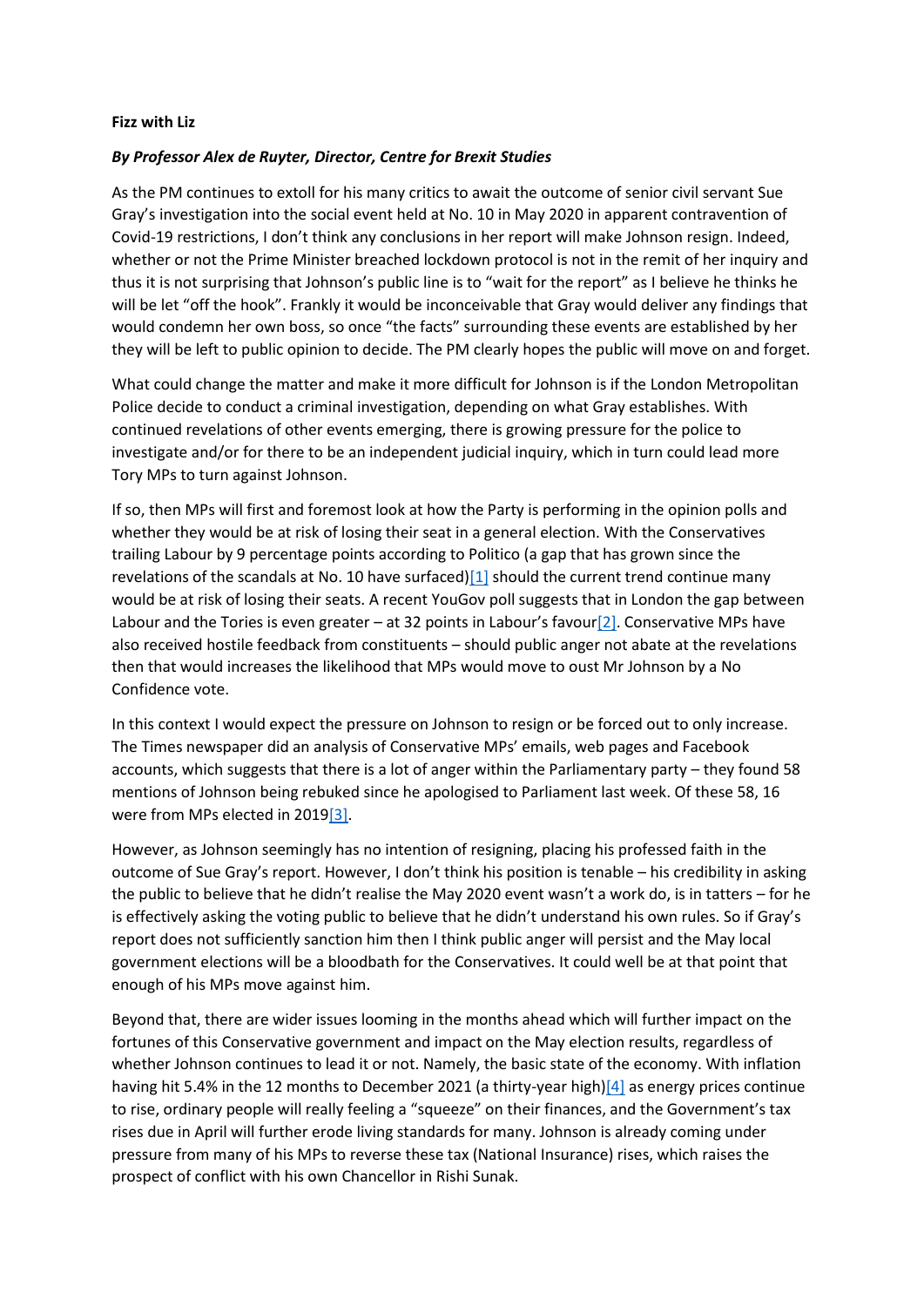**Fizz with Liz**

***By Professor Alex de Ruyter, Director, Centre for Brexit Studies***

As the PM continues to extoll for his many critics to await the outcome of senior civil servant Sue Gray's investigation into the social event held at No. 10 in May 2020 in apparent contravention of Covid-19 restrictions, I don't think any conclusions in her report will make Johnson resign. Indeed, whether or not the Prime Minister breached lockdown protocol is not in the remit of her inquiry and thus it is not surprising that Johnson's public line is to "wait for the report" as I believe he thinks he will be let "off the hook". Frankly it would be inconceivable that Gray would deliver any findings that would condemn her own boss, so once "the facts" surrounding these events are established by her they will be left to public opinion to decide. The PM clearly hopes the public will move on and forget.

What could change the matter and make it more difficult for Johnson is if the London Metropolitan Police decide to conduct a criminal investigation, depending on what Gray establishes. With continued revelations of other events emerging, there is growing pressure for the police to investigate and/or for there to be an independent judicial inquiry, which in turn could lead more Tory MPs to turn against Johnson.

If so, then MPs will first and foremost look at how the Party is performing in the opinion polls and whether they would be at risk of losing their seat in a general election. With the Conservatives trailing Labour by 9 percentage points according to Politico (a gap that has grown since the revelations of the scandals at No. 10 have surfaced)[1] should the current trend continue many would be at risk of losing their seats. A recent YouGov poll suggests that in London the gap between Labour and the Tories is even greater – at 32 points in Labour's favour[2]. Conservative MPs have also received hostile feedback from constituents – should public anger not abate at the revelations then that would increases the likelihood that MPs would move to oust Mr Johnson by a No Confidence vote.

In this context I would expect the pressure on Johnson to resign or be forced out to only increase. The Times newspaper did an analysis of Conservative MPs' emails, web pages and Facebook accounts, which suggests that there is a lot of anger within the Parliamentary party – they found 58 mentions of Johnson being rebuked since he apologised to Parliament last week. Of these 58, 16 were from MPs elected in 2019[3].

However, as Johnson seemingly has no intention of resigning, placing his professed faith in the outcome of Sue Gray's report. However, I don't think his position is tenable – his credibility in asking the public to believe that he didn't realise the May 2020 event wasn't a work do, is in tatters – for he is effectively asking the voting public to believe that he didn't understand his own rules. So if Gray's report does not sufficiently sanction him then I think public anger will persist and the May local government elections will be a bloodbath for the Conservatives. It could well be at that point that enough of his MPs move against him.

Beyond that, there are wider issues looming in the months ahead which will further impact on the fortunes of this Conservative government and impact on the May election results, regardless of whether Johnson continues to lead it or not. Namely, the basic state of the economy. With inflation having hit 5.4% in the 12 months to December 2021 (a thirty-year high)[4] as energy prices continue to rise, ordinary people will really feeling a "squeeze" on their finances, and the Government's tax rises due in April will further erode living standards for many. Johnson is already coming under pressure from many of his MPs to reverse these tax (National Insurance) rises, which raises the prospect of conflict with his own Chancellor in Rishi Sunak.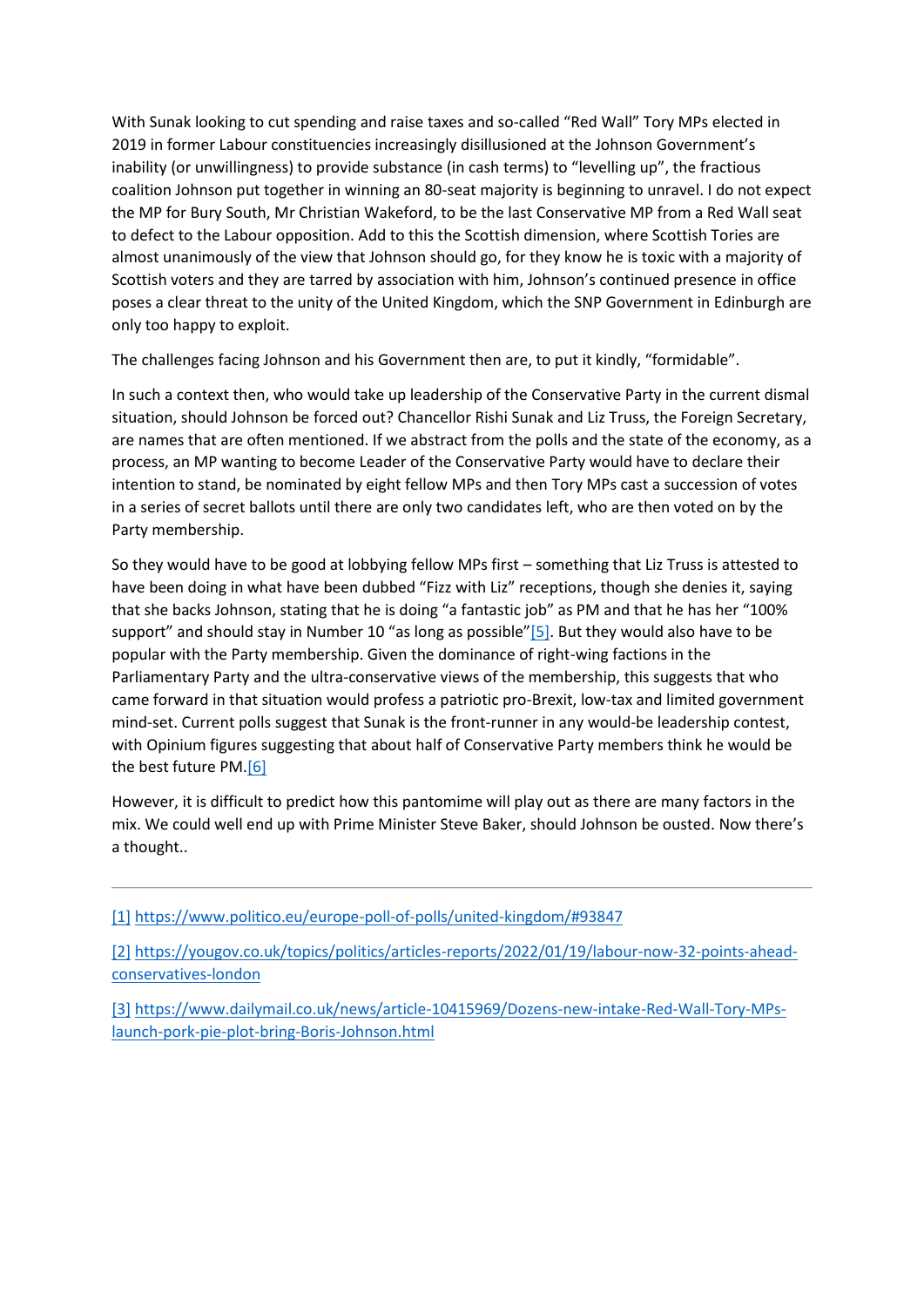With Sunak looking to cut spending and raise taxes and so-called "Red Wall" Tory MPs elected in 2019 in former Labour constituencies increasingly disillusioned at the Johnson Government's inability (or unwillingness) to provide substance (in cash terms) to "levelling up", the fractious coalition Johnson put together in winning an 80-seat majority is beginning to unravel. I do not expect the MP for Bury South, Mr Christian Wakeford, to be the last Conservative MP from a Red Wall seat to defect to the Labour opposition. Add to this the Scottish dimension, where Scottish Tories are almost unanimously of the view that Johnson should go, for they know he is toxic with a majority of Scottish voters and they are tarred by association with him, Johnson's continued presence in office poses a clear threat to the unity of the United Kingdom, which the SNP Government in Edinburgh are only too happy to exploit.

The challenges facing Johnson and his Government then are, to put it kindly, "formidable".

In such a context then, who would take up leadership of the Conservative Party in the current dismal situation, should Johnson be forced out? Chancellor Rishi Sunak and Liz Truss, the Foreign Secretary, are names that are often mentioned. If we abstract from the polls and the state of the economy, as a process, an MP wanting to become Leader of the Conservative Party would have to declare their intention to stand, be nominated by eight fellow MPs and then Tory MPs cast a succession of votes in a series of secret ballots until there are only two candidates left, who are then voted on by the Party membership.

So they would have to be good at lobbying fellow MPs first – something that Liz Truss is attested to have been doing in what have been dubbed "Fizz with Liz" receptions, though she denies it, saying that she backs Johnson, stating that he is doing "a fantastic job" as PM and that he has her "100% support" and should stay in Number 10 "as long as possible"[5]. But they would also have to be popular with the Party membership. Given the dominance of right-wing factions in the Parliamentary Party and the ultra-conservative views of the membership, this suggests that who came forward in that situation would profess a patriotic pro-Brexit, low-tax and limited government mind-set. Current polls suggest that Sunak is the front-runner in any would-be leadership contest, with Opinium figures suggesting that about half of Conservative Party members think he would be the best future PM.[6]

However, it is difficult to predict how this pantomime will play out as there are many factors in the mix. We could well end up with Prime Minister Steve Baker, should Johnson be ousted. Now there's a thought..

---

[1] https://www.politico.eu/europe-poll-of-polls/united-kingdom/#93847

[2] https://yougov.co.uk/topics/politics/articles-reports/2022/01/19/labour-now-32-points-ahead-conservatives-london

[3] https://www.dailymail.co.uk/news/article-10415969/Dozens-new-intake-Red-Wall-Tory-MPs-launch-pork-pie-plot-bring-Boris-Johnson.html